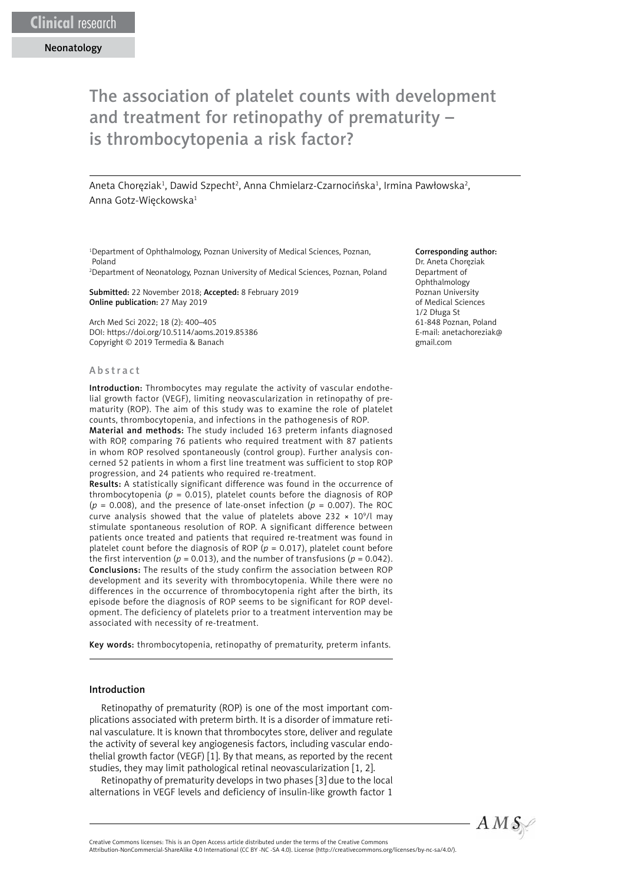Clinical research

Neonatology

# The association of platelet counts with development and treatment for retinopathy of prematurity – is thrombocytopenia a risk factor?

Aneta Choręziak[1], Dawid Szpecht[2], Anna Chmielarz-Czarnocińska[1], Irmina Pawłowska[2], Anna Gotz-Więckowska[1]

[1]Department of Ophthalmology, Poznan University of Medical Sciences, Poznan, Poland
[2]Department of Neonatology, Poznan University of Medical Sciences, Poznan, Poland

**Submitted:** 22 November 2018; **Accepted:** 8 February 2019
**Online publication:** 27 May 2019

Arch Med Sci 2022; 18 (2): 400–405
DOI: https://doi.org/10.5114/aoms.2019.85386
Copyright © 2019 Termedia & Banach

**Corresponding author:**
Dr. Aneta Choręziak
Department of Ophthalmology
Poznan University of Medical Sciences
1/2 Długa St
61-848 Poznan, Poland
E-mail: anetachoreziak@gmail.com

## Abstract

**Introduction:** Thrombocytes may regulate the activity of vascular endothelial growth factor (VEGF), limiting neovascularization in retinopathy of prematurity (ROP). The aim of this study was to examine the role of platelet counts, thrombocytopenia, and infections in the pathogenesis of ROP.

**Material and methods:** The study included 163 preterm infants diagnosed with ROP, comparing 76 patients who required treatment with 87 patients in whom ROP resolved spontaneously (control group). Further analysis concerned 52 patients in whom a first line treatment was sufficient to stop ROP progression, and 24 patients who required re-treatment.

**Results:** A statistically significant difference was found in the occurrence of thrombocytopenia ($p$ = 0.015), platelet counts before the diagnosis of ROP ($p$ = 0.008), and the presence of late-onset infection ($p$ = 0.007). The ROC curve analysis showed that the value of platelets above 232 × $10^9$/l may stimulate spontaneous resolution of ROP. A significant difference between patients once treated and patients that required re-treatment was found in platelet count before the diagnosis of ROP ($p$ = 0.017), platelet count before the first intervention ($p$ = 0.013), and the number of transfusions ($p$ = 0.042).

**Conclusions:** The results of the study confirm the association between ROP development and its severity with thrombocytopenia. While there were no differences in the occurrence of thrombocytopenia right after the birth, its episode before the diagnosis of ROP seems to be significant for ROP development. The deficiency of platelets prior to a treatment intervention may be associated with necessity of re-treatment.

**Key words:** thrombocytopenia, retinopathy of prematurity, preterm infants.

## Introduction

Retinopathy of prematurity (ROP) is one of the most important complications associated with preterm birth. It is a disorder of immature retinal vasculature. It is known that thrombocytes store, deliver and regulate the activity of several key angiogenesis factors, including vascular endothelial growth factor (VEGF) [1]. By that means, as reported by the recent studies, they may limit pathological retinal neovascularization [1, 2].

Retinopathy of prematurity develops in two phases [3] due to the local alternations in VEGF levels and deficiency of insulin-like growth factor 1

Creative Commons licenses: This is an Open Access article distributed under the terms of the Creative Commons Attribution-NonCommercial-ShareAlike 4.0 International (CC BY -NC -SA 4.0). License (http://creativecommons.org/licenses/by-nc-sa/4.0/).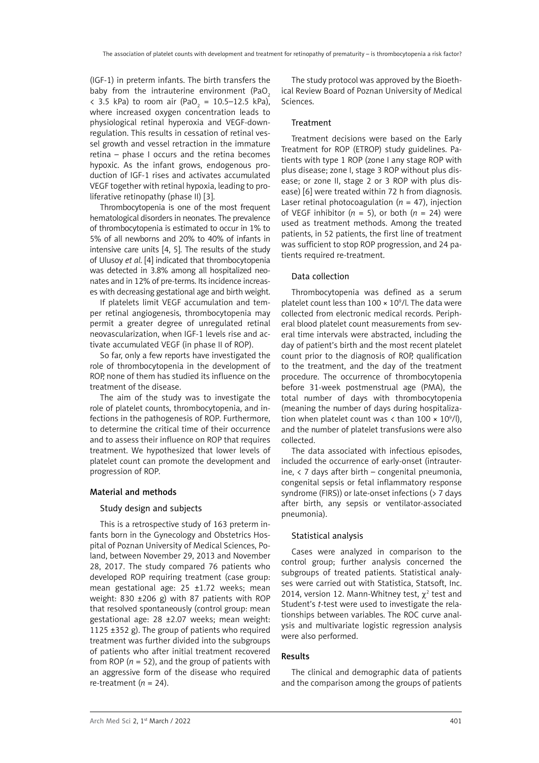(IGF-1) in preterm infants. The birth transfers the baby from the intrauterine environment ($PaO_2$ < 3.5 kPa) to room air ($PaO_2$ = 10.5–12.5 kPa), where increased oxygen concentration leads to physiological retinal hyperoxia and VEGF-downregulation. This results in cessation of retinal vessel growth and vessel retraction in the immature retina – phase I occurs and the retina becomes hypoxic. As the infant grows, endogenous production of IGF-1 rises and activates accumulated VEGF together with retinal hypoxia, leading to proliferative retinopathy (phase II) [3].

Thrombocytopenia is one of the most frequent hematological disorders in neonates. The prevalence of thrombocytopenia is estimated to occur in 1% to 5% of all newborns and 20% to 40% of infants in intensive care units [4, 5]. The results of the study of Ulusoy *et al.* [4] indicated that thrombocytopenia was detected in 3.8% among all hospitalized neonates and in 12% of pre-terms. Its incidence increases with decreasing gestational age and birth weight.

If platelets limit VEGF accumulation and temper retinal angiogenesis, thrombocytopenia may permit a greater degree of unregulated retinal neovascularization, when IGF-1 levels rise and activate accumulated VEGF (in phase II of ROP).

So far, only a few reports have investigated the role of thrombocytopenia in the development of ROP, none of them has studied its influence on the treatment of the disease.

The aim of the study was to investigate the role of platelet counts, thrombocytopenia, and infections in the pathogenesis of ROP. Furthermore, to determine the critical time of their occurrence and to assess their influence on ROP that requires treatment. We hypothesized that lower levels of platelet count can promote the development and progression of ROP.

## Material and methods

### Study design and subjects

This is a retrospective study of 163 preterm infants born in the Gynecology and Obstetrics Hospital of Poznan University of Medical Sciences, Poland, between November 29, 2013 and November 28, 2017. The study compared 76 patients who developed ROP requiring treatment (case group: mean gestational age: 25 ±1.72 weeks; mean weight: 830 ±206 g) with 87 patients with ROP that resolved spontaneously (control group: mean gestational age: 28 ±2.07 weeks; mean weight: 1125 ±352 g). The group of patients who required treatment was further divided into the subgroups of patients who after initial treatment recovered from ROP (*n* = 52), and the group of patients with an aggressive form of the disease who required re-treatment (*n* = 24).

The study protocol was approved by the Bioethical Review Board of Poznan University of Medical Sciences.

### Treatment

Treatment decisions were based on the Early Treatment for ROP (ETROP) study guidelines. Patients with type 1 ROP (zone I any stage ROP with plus disease; zone I, stage 3 ROP without plus disease; or zone II, stage 2 or 3 ROP with plus disease) [6] were treated within 72 h from diagnosis. Laser retinal photocoagulation (*n* = 47), injection of VEGF inhibitor (*n* = 5), or both (*n* = 24) were used as treatment methods. Among the treated patients, in 52 patients, the first line of treatment was sufficient to stop ROP progression, and 24 patients required re-treatment.

### Data collection

Thrombocytopenia was defined as a serum platelet count less than $100 \times 10^9$/l. The data were collected from electronic medical records. Peripheral blood platelet count measurements from several time intervals were abstracted, including the day of patient's birth and the most recent platelet count prior to the diagnosis of ROP, qualification to the treatment, and the day of the treatment procedure. The occurrence of thrombocytopenia before 31-week postmenstrual age (PMA), the total number of days with thrombocytopenia (meaning the number of days during hospitalization when platelet count was < than $100 \times 10^9$/l), and the number of platelet transfusions were also collected.

The data associated with infectious episodes, included the occurrence of early-onset (intrauterine, < 7 days after birth – congenital pneumonia, congenital sepsis or fetal inflammatory response syndrome (FIRS)) or late-onset infections (> 7 days after birth, any sepsis or ventilator-associated pneumonia).

### Statistical analysis

Cases were analyzed in comparison to the control group; further analysis concerned the subgroups of treated patients. Statistical analyses were carried out with Statistica, Statsoft, Inc. 2014, version 12. Mann-Whitney test, $\chi^2$ test and Student's *t*-test were used to investigate the relationships between variables. The ROC curve analysis and multivariate logistic regression analysis were also performed.

## Results

The clinical and demographic data of patients and the comparison among the groups of patients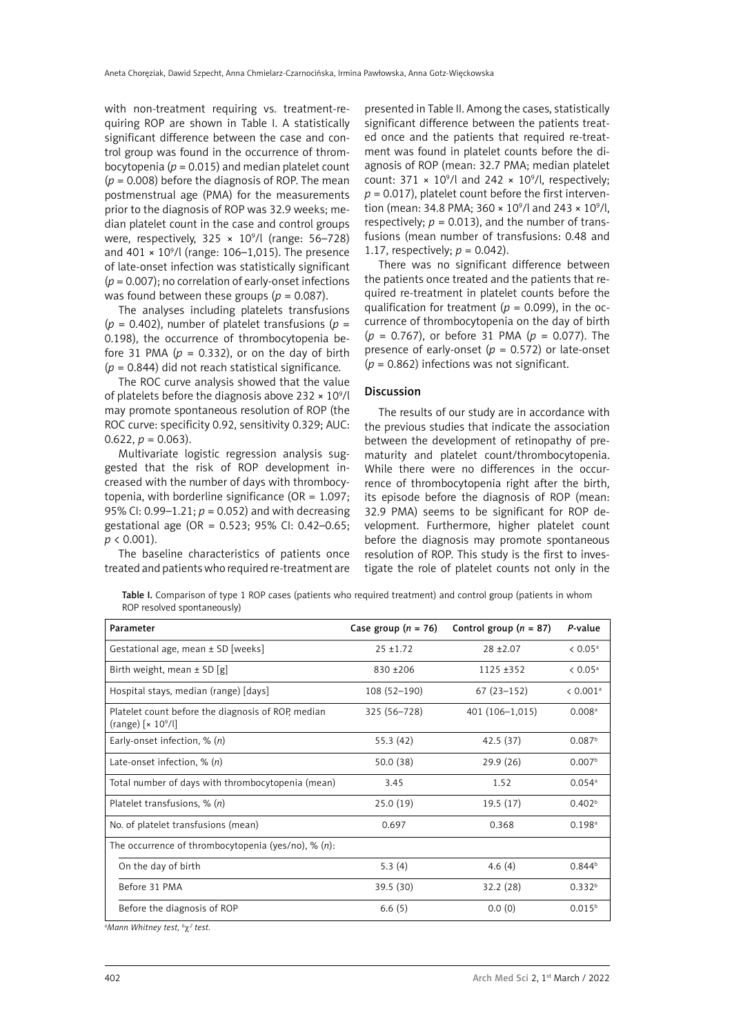with non-treatment requiring vs. treatment-requiring ROP are shown in Table I. A statistically significant difference between the case and control group was found in the occurrence of thrombocytopenia ($p = 0.015$) and median platelet count ($p = 0.008$) before the diagnosis of ROP. The mean postmenstrual age (PMA) for the measurements prior to the diagnosis of ROP was 32.9 weeks; median platelet count in the case and control groups were, respectively, $325 \times 10^9$/l (range: 56–728) and $401 \times 10^9$/l (range: 106–1,015). The presence of late-onset infection was statistically significant ($p = 0.007$); no correlation of early-onset infections was found between these groups ($p = 0.087$).

The analyses including platelets transfusions ($p = 0.402$), number of platelet transfusions ($p = 0.198$), the occurrence of thrombocytopenia before 31 PMA ($p = 0.332$), or on the day of birth ($p = 0.844$) did not reach statistical significance.

The ROC curve analysis showed that the value of platelets before the diagnosis above $232 \times 10^9$/l may promote spontaneous resolution of ROP (the ROC curve: specificity 0.92, sensitivity 0.329; AUC: 0.622, $p = 0.063$).

Multivariate logistic regression analysis suggested that the risk of ROP development increased with the number of days with thrombocytopenia, with borderline significance (OR = 1.097; 95% CI: 0.99–1.21; $p = 0.052$) and with decreasing gestational age (OR = 0.523; 95% CI: 0.42–0.65; $p < 0.001$).

The baseline characteristics of patients once treated and patients who required re-treatment are presented in Table II. Among the cases, statistically significant difference between the patients treated once and the patients that required re-treatment was found in platelet counts before the diagnosis of ROP (mean: 32.7 PMA; median platelet count: $371 \times 10^9$/l and $242 \times 10^9$/l, respectively; $p = 0.017$), platelet count before the first intervention (mean: 34.8 PMA; $360 \times 10^9$/l and $243 \times 10^9$/l, respectively; $p = 0.013$), and the number of transfusions (mean number of transfusions: 0.48 and 1.17, respectively; $p = 0.042$).

There was no significant difference between the patients once treated and the patients that required re-treatment in platelet counts before the qualification for treatment ($p = 0.099$), in the occurrence of thrombocytopenia on the day of birth ($p = 0.767$), or before 31 PMA ($p = 0.077$). The presence of early-onset ($p = 0.572$) or late-onset ($p = 0.862$) infections was not significant.

## Discussion

The results of our study are in accordance with the previous studies that indicate the association between the development of retinopathy of prematurity and platelet count/thrombocytopenia. While there were no differences in the occurrence of thrombocytopenia right after the birth, its episode before the diagnosis of ROP (mean: 32.9 PMA) seems to be significant for ROP development. Furthermore, higher platelet count before the diagnosis may promote spontaneous resolution of ROP. This study is the first to investigate the role of platelet counts not only in the

**Table I.** Comparison of type 1 ROP cases (patients who required treatment) and control group (patients in whom ROP resolved spontaneously)

| Parameter | Case group (*n* = 76) | Control group (*n* = 87) | *P*-value |
|---|---|---|---|
| Gestational age, mean ± SD [weeks] | 25 ±1.72 | 28 ±2.07 | < 0.05[a] |
| Birth weight, mean ± SD [g] | 830 ±206 | 1125 ±352 | < 0.05[a] |
| Hospital stays, median (range) [days] | 108 (52–190) | 67 (23–152) | < 0.001[a] |
| Platelet count before the diagnosis of ROP, median (range) [$\times 10^9$/l] | 325 (56–728) | 401 (106–1,015) | 0.008[a] |
| Early-onset infection, % (*n*) | 55.3 (42) | 42.5 (37) | 0.087[b] |
| Late-onset infection, % (*n*) | 50.0 (38) | 29.9 (26) | 0.007[b] |
| Total number of days with thrombocytopenia (mean) | 3.45 | 1.52 | 0.054[a] |
| Platelet transfusions, % (*n*) | 25.0 (19) | 19.5 (17) | 0.402[b] |
| No. of platelet transfusions (mean) | 0.697 | 0.368 | 0.198[a] |
| The occurrence of thrombocytopenia (yes/no), % (*n*): | | | |
| On the day of birth | 5.3 (4) | 4.6 (4) | 0.844[b] |
| Before 31 PMA | 39.5 (30) | 32.2 (28) | 0.332[b] |
| Before the diagnosis of ROP | 6.6 (5) | 0.0 (0) | 0.015[b] |

[a]*Mann Whitney test*, [b]$\chi^2$ *test.*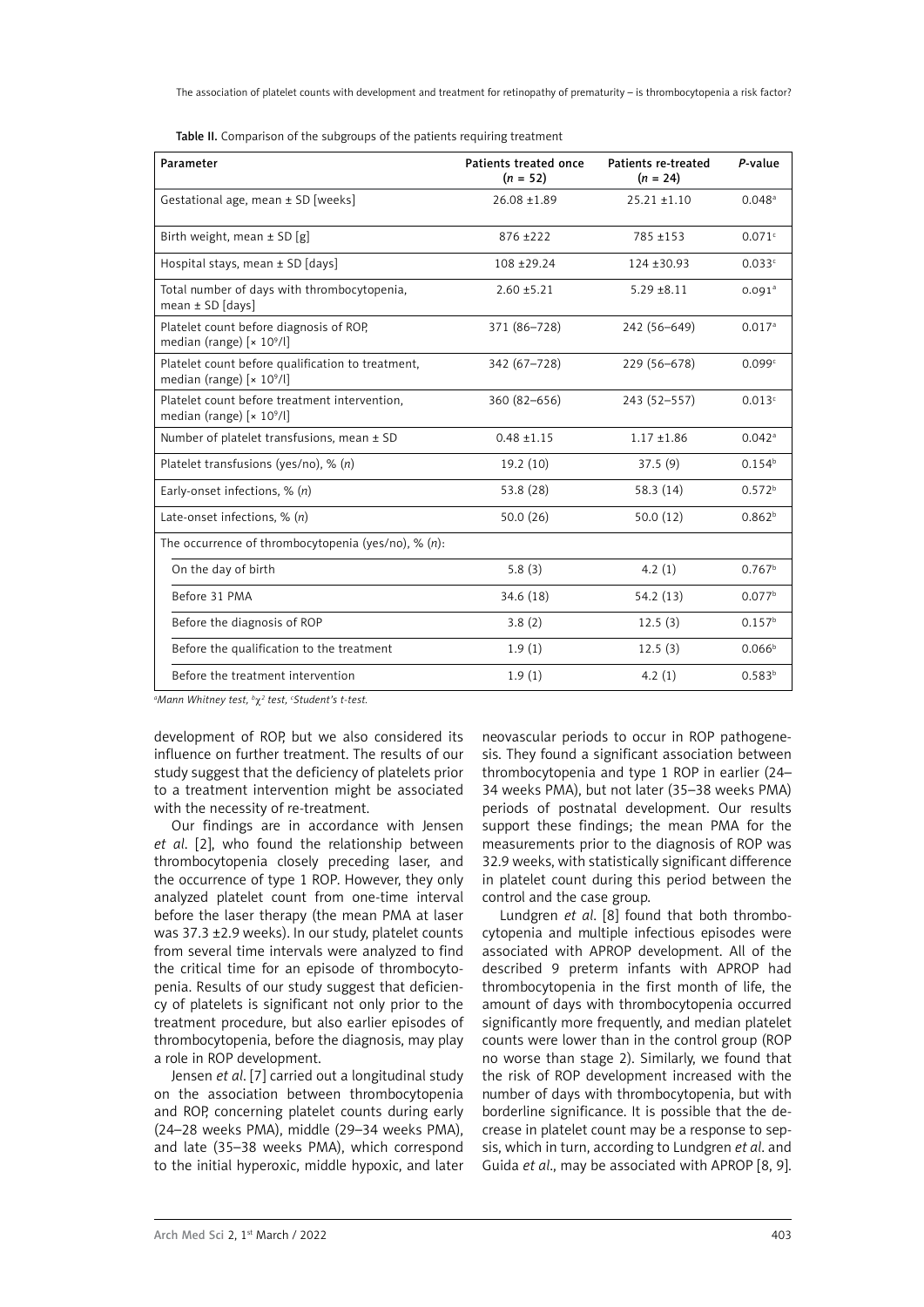Table II. Comparison of the subgroups of the patients requiring treatment

| Parameter | Patients treated once (n = 52) | Patients re-treated (n = 24) | P-value |
|---|---|---|---|
| Gestational age, mean ± SD [weeks] | 26.08 ±1.89 | 25.21 ±1.10 | 0.048[a] |
| Birth weight, mean ± SD [g] | 876 ±222 | 785 ±153 | 0.071[c] |
| Hospital stays, mean ± SD [days] | 108 ±29.24 | 124 ±30.93 | 0.033[c] |
| Total number of days with thrombocytopenia, mean ± SD [days] | 2.60 ±5.21 | 5.29 ±8.11 | 0.091[a] |
| Platelet count before diagnosis of ROP, median (range) [$\times 10^9$/l] | 371 (86–728) | 242 (56–649) | 0.017[a] |
| Platelet count before qualification to treatment, median (range) [$\times 10^9$/l] | 342 (67–728) | 229 (56–678) | 0.099[c] |
| Platelet count before treatment intervention, median (range) [$\times 10^9$/l] | 360 (82–656) | 243 (52–557) | 0.013[c] |
| Number of platelet transfusions, mean ± SD | 0.48 ±1.15 | 1.17 ±1.86 | 0.042[a] |
| Platelet transfusions (yes/no), % (n) | 19.2 (10) | 37.5 (9) | 0.154[b] |
| Early-onset infections, % (n) | 53.8 (28) | 58.3 (14) | 0.572[b] |
| Late-onset infections, % (n) | 50.0 (26) | 50.0 (12) | 0.862[b] |
| The occurrence of thrombocytopenia (yes/no), % (n): | | | |
| On the day of birth | 5.8 (3) | 4.2 (1) | 0.767[b] |
| Before 31 PMA | 34.6 (18) | 54.2 (13) | 0.077[b] |
| Before the diagnosis of ROP | 3.8 (2) | 12.5 (3) | 0.157[b] |
| Before the qualification to the treatment | 1.9 (1) | 12.5 (3) | 0.066[b] |
| Before the treatment intervention | 1.9 (1) | 4.2 (1) | 0.583[b] |

[a]*Mann Whitney test,* [b]$\chi^2$ *test,* [c]*Student's t-test.*

development of ROP, but we also considered its influence on further treatment. The results of our study suggest that the deficiency of platelets prior to a treatment intervention might be associated with the necessity of re-treatment.

Our findings are in accordance with Jensen *et al*. [2], who found the relationship between thrombocytopenia closely preceding laser, and the occurrence of type 1 ROP. However, they only analyzed platelet count from one-time interval before the laser therapy (the mean PMA at laser was 37.3 ±2.9 weeks). In our study, platelet counts from several time intervals were analyzed to find the critical time for an episode of thrombocytopenia. Results of our study suggest that deficiency of platelets is significant not only prior to the treatment procedure, but also earlier episodes of thrombocytopenia, before the diagnosis, may play a role in ROP development.

Jensen *et al*. [7] carried out a longitudinal study on the association between thrombocytopenia and ROP, concerning platelet counts during early (24–28 weeks PMA), middle (29–34 weeks PMA), and late (35–38 weeks PMA), which correspond to the initial hyperoxic, middle hypoxic, and later neovascular periods to occur in ROP pathogenesis. They found a significant association between thrombocytopenia and type 1 ROP in earlier (24–34 weeks PMA), but not later (35–38 weeks PMA) periods of postnatal development. Our results support these findings; the mean PMA for the measurements prior to the diagnosis of ROP was 32.9 weeks, with statistically significant difference in platelet count during this period between the control and the case group.

Lundgren *et al*. [8] found that both thrombocytopenia and multiple infectious episodes were associated with APROP development. All of the described 9 preterm infants with APROP had thrombocytopenia in the first month of life, the amount of days with thrombocytopenia occurred significantly more frequently, and median platelet counts were lower than in the control group (ROP no worse than stage 2). Similarly, we found that the risk of ROP development increased with the number of days with thrombocytopenia, but with borderline significance. It is possible that the decrease in platelet count may be a response to sepsis, which in turn, according to Lundgren *et al*. and Guida *et al*., may be associated with APROP [8, 9].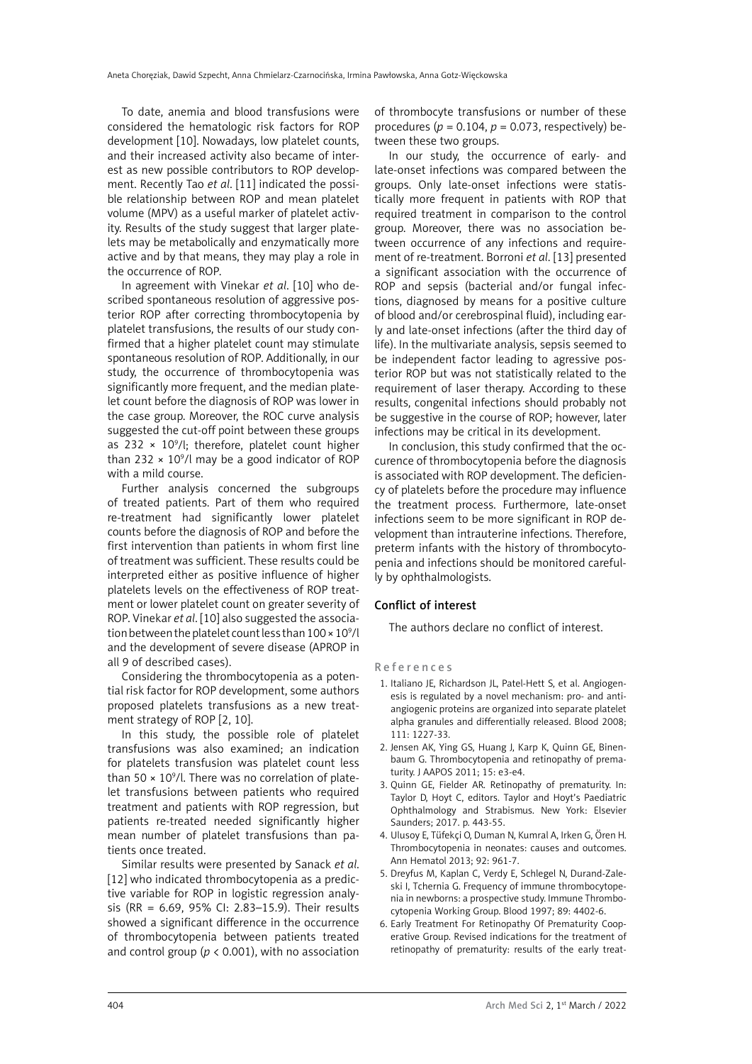To date, anemia and blood transfusions were considered the hematologic risk factors for ROP development [10]. Nowadays, low platelet counts, and their increased activity also became of interest as new possible contributors to ROP development. Recently Tao *et al*. [11] indicated the possible relationship between ROP and mean platelet volume (MPV) as a useful marker of platelet activity. Results of the study suggest that larger platelets may be metabolically and enzymatically more active and by that means, they may play a role in the occurrence of ROP.

In agreement with Vinekar *et al*. [10] who described spontaneous resolution of aggressive posterior ROP after correcting thrombocytopenia by platelet transfusions, the results of our study confirmed that a higher platelet count may stimulate spontaneous resolution of ROP. Additionally, in our study, the occurrence of thrombocytopenia was significantly more frequent, and the median platelet count before the diagnosis of ROP was lower in the case group. Moreover, the ROC curve analysis suggested the cut-off point between these groups as $232 \times 10^9$/l; therefore, platelet count higher than $232 \times 10^9$/l may be a good indicator of ROP with a mild course.

Further analysis concerned the subgroups of treated patients. Part of them who required re-treatment had significantly lower platelet counts before the diagnosis of ROP and before the first intervention than patients in whom first line of treatment was sufficient. These results could be interpreted either as positive influence of higher platelets levels on the effectiveness of ROP treatment or lower platelet count on greater severity of ROP. Vinekar *et al*. [10] also suggested the association between the platelet count less than $100 \times 10^9$/l and the development of severe disease (APROP in all 9 of described cases).

Considering the thrombocytopenia as a potential risk factor for ROP development, some authors proposed platelets transfusions as a new treatment strategy of ROP [2, 10].

In this study, the possible role of platelet transfusions was also examined; an indication for platelets transfusion was platelet count less than $50 \times 10^9$/l. There was no correlation of platelet transfusions between patients who required treatment and patients with ROP regression, but patients re-treated needed significantly higher mean number of platelet transfusions than patients once treated.

Similar results were presented by Sanack *et al*. [12] who indicated thrombocytopenia as a predictive variable for ROP in logistic regression analysis (RR = 6.69, 95% CI: 2.83–15.9). Their results showed a significant difference in the occurrence of thrombocytopenia between patients treated and control group ($p < 0.001$), with no association of thrombocyte transfusions or number of these procedures ($p = 0.104$, $p = 0.073$, respectively) between these two groups.

In our study, the occurrence of early- and late-onset infections was compared between the groups. Only late-onset infections were statistically more frequent in patients with ROP that required treatment in comparison to the control group. Moreover, there was no association between occurrence of any infections and requirement of re-treatment. Borroni *et al*. [13] presented a significant association with the occurrence of ROP and sepsis (bacterial and/or fungal infections, diagnosed by means for a positive culture of blood and/or cerebrospinal fluid), including early and late-onset infections (after the third day of life). In the multivariate analysis, sepsis seemed to be independent factor leading to agressive posterior ROP but was not statistically related to the requirement of laser therapy. According to these results, congenital infections should probably not be suggestive in the course of ROP; however, later infections may be critical in its development.

In conclusion, this study confirmed that the occurence of thrombocytopenia before the diagnosis is associated with ROP development. The deficiency of platelets before the procedure may influence the treatment process. Furthermore, late-onset infections seem to be more significant in ROP development than intrauterine infections. Therefore, preterm infants with the history of thrombocytopenia and infections should be monitored carefully by ophthalmologists.

## Conflict of interest

The authors declare no conflict of interest.

## References

1. Italiano JE, Richardson JL, Patel-Hett S, et al. Angiogenesis is regulated by a novel mechanism: pro- and antiangiogenic proteins are organized into separate platelet alpha granules and differentially released. Blood 2008; 111: 1227-33.
2. Jensen AK, Ying GS, Huang J, Karp K, Quinn GE, Binenbaum G. Thrombocytopenia and retinopathy of prematurity. J AAPOS 2011; 15: e3-e4.
3. Quinn GE, Fielder AR. Retinopathy of prematurity. In: Taylor D, Hoyt C, editors. Taylor and Hoyt's Paediatric Ophthalmology and Strabismus. New York: Elsevier Saunders; 2017. p. 443-55.
4. Ulusoy E, Tüfekçi O, Duman N, Kumral A, Irken G, Ören H. Thrombocytopenia in neonates: causes and outcomes. Ann Hematol 2013; 92: 961-7.
5. Dreyfus M, Kaplan C, Verdy E, Schlegel N, Durand-Zaleski I, Tchernia G. Frequency of immune thrombocytopenia in newborns: a prospective study. Immune Thrombocytopenia Working Group. Blood 1997; 89: 4402-6.
6. Early Treatment For Retinopathy Of Prematurity Cooperative Group. Revised indications for the treatment of retinopathy of prematurity: results of the early treat-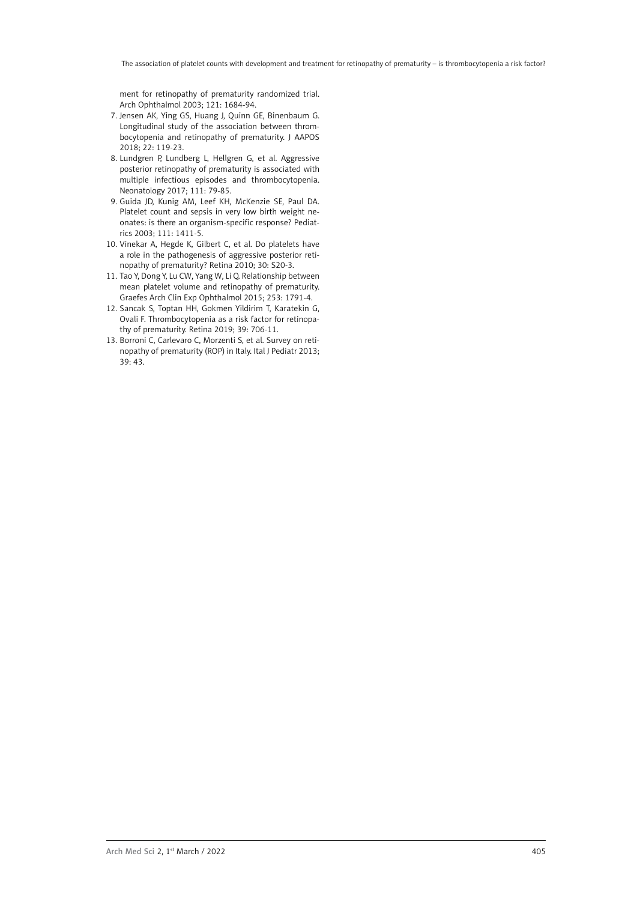ment for retinopathy of prematurity randomized trial. Arch Ophthalmol 2003; 121: 1684-94.

7. Jensen AK, Ying GS, Huang J, Quinn GE, Binenbaum G. Longitudinal study of the association between thrombocytopenia and retinopathy of prematurity. J AAPOS 2018; 22: 119-23.
8. Lundgren P, Lundberg L, Hellgren G, et al. Aggressive posterior retinopathy of prematurity is associated with multiple infectious episodes and thrombocytopenia. Neonatology 2017; 111: 79-85.
9. Guida JD, Kunig AM, Leef KH, McKenzie SE, Paul DA. Platelet count and sepsis in very low birth weight neonates: is there an organism-specific response? Pediatrics 2003; 111: 1411-5.
10. Vinekar A, Hegde K, Gilbert C, et al. Do platelets have a role in the pathogenesis of aggressive posterior retinopathy of prematurity? Retina 2010; 30: S20-3.
11. Tao Y, Dong Y, Lu CW, Yang W, Li Q. Relationship between mean platelet volume and retinopathy of prematurity. Graefes Arch Clin Exp Ophthalmol 2015; 253: 1791-4.
12. Sancak S, Toptan HH, Gokmen Yildirim T, Karatekin G, Ovali F. Thrombocytopenia as a risk factor for retinopathy of prematurity. Retina 2019; 39: 706-11.
13. Borroni C, Carlevaro C, Morzenti S, et al. Survey on retinopathy of prematurity (ROP) in Italy. Ital J Pediatr 2013; 39: 43.